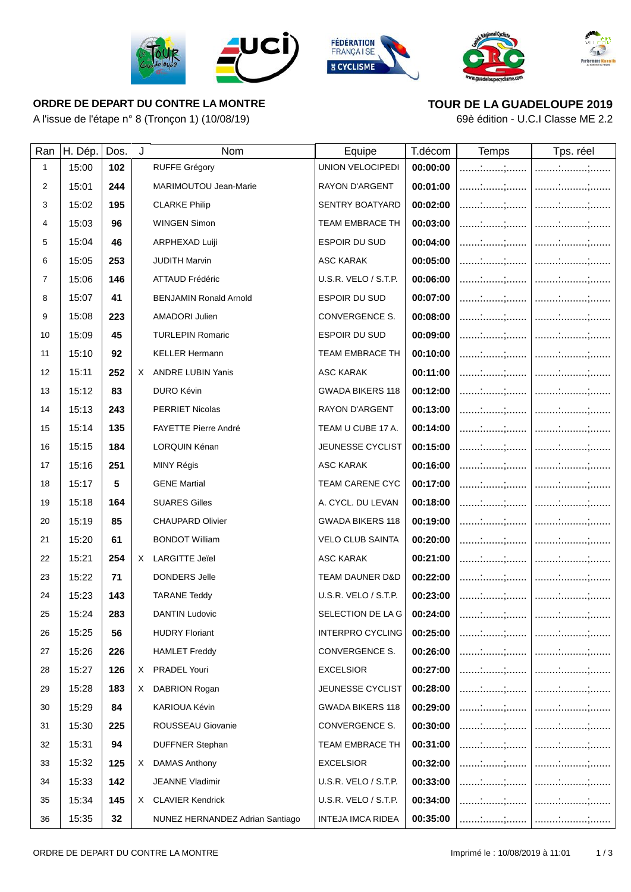**ORDRE DE DEPART DU CONTRE LA MONTRE**

A l'issue de l'étape n° 8 (Tronçon 1) (10/08/19)

**TOUR DE LA GUADELOUPE 2019**

69è édition - U.C.I Classe ME 2.2

| Ran | H. Dép. | Dos. | J | Nom | Equipe | T.décom | Temps | Tps. réel |
|---|---|---|---|---|---|---|---|---|
| 1 | 15:00 | **102** | | RUFFE Grégory | UNION VELOCIPEDI | **00:00:00** | | |
| 2 | 15:01 | **244** | | MARIMOUTOU Jean-Marie | RAYON D'ARGENT | **00:01:00** | | |
| 3 | 15:02 | **195** | | CLARKE Philip | SENTRY BOATYARD | **00:02:00** | | |
| 4 | 15:03 | **96** | | WINGEN Simon | TEAM EMBRACE TH | **00:03:00** | | |
| 5 | 15:04 | **46** | | ARPHEXAD Luiji | ESPOIR DU SUD | **00:04:00** | | |
| 6 | 15:05 | **253** | | JUDITH Marvin | ASC KARAK | **00:05:00** | | |
| 7 | 15:06 | **146** | | ATTAUD Frédéric | U.S.R. VELO / S.T.P. | **00:06:00** | | |
| 8 | 15:07 | **41** | | BENJAMIN Ronald Arnold | ESPOIR DU SUD | **00:07:00** | | |
| 9 | 15:08 | **223** | | AMADORI Julien | CONVERGENCE S. | **00:08:00** | | |
| 10 | 15:09 | **45** | | TURLEPIN Romaric | ESPOIR DU SUD | **00:09:00** | | |
| 11 | 15:10 | **92** | | KELLER Hermann | TEAM EMBRACE TH | **00:10:00** | | |
| 12 | 15:11 | **252** | X | ANDRE LUBIN Yanis | ASC KARAK | **00:11:00** | | |
| 13 | 15:12 | **83** | | DURO Kévin | GWADA BIKERS 118 | **00:12:00** | | |
| 14 | 15:13 | **243** | | PERRIET Nicolas | RAYON D'ARGENT | **00:13:00** | | |
| 15 | 15:14 | **135** | | FAYETTE Pierre André | TEAM U CUBE 17 A. | **00:14:00** | | |
| 16 | 15:15 | **184** | | LORQUIN Kénan | JEUNESSE CYCLIST | **00:15:00** | | |
| 17 | 15:16 | **251** | | MINY Régis | ASC KARAK | **00:16:00** | | |
| 18 | 15:17 | **5** | | GENE Martial | TEAM CARENE CYC | **00:17:00** | | |
| 19 | 15:18 | **164** | | SUARES Gilles | A. CYCL. DU LEVAN | **00:18:00** | | |
| 20 | 15:19 | **85** | | CHAUPARD Olivier | GWADA BIKERS 118 | **00:19:00** | | |
| 21 | 15:20 | **61** | | BONDOT William | VELO CLUB SAINTA | **00:20:00** | | |
| 22 | 15:21 | **254** | X | LARGITTE Jeïel | ASC KARAK | **00:21:00** | | |
| 23 | 15:22 | **71** | | DONDERS Jelle | TEAM DAUNER D&D | **00:22:00** | | |
| 24 | 15:23 | **143** | | TARANE Teddy | U.S.R. VELO / S.T.P. | **00:23:00** | | |
| 25 | 15:24 | **283** | | DANTIN Ludovic | SELECTION DE LA G | **00:24:00** | | |
| 26 | 15:25 | **56** | | HUDRY Floriant | INTERPRO CYCLING | **00:25:00** | | |
| 27 | 15:26 | **226** | | HAMLET Freddy | CONVERGENCE S. | **00:26:00** | | |
| 28 | 15:27 | **126** | X | PRADEL Youri | EXCELSIOR | **00:27:00** | | |
| 29 | 15:28 | **183** | X | DABRION Rogan | JEUNESSE CYCLIST | **00:28:00** | | |
| 30 | 15:29 | **84** | | KARIOUA Kévin | GWADA BIKERS 118 | **00:29:00** | | |
| 31 | 15:30 | **225** | | ROUSSEAU Giovanie | CONVERGENCE S. | **00:30:00** | | |
| 32 | 15:31 | **94** | | DUFFNER Stephan | TEAM EMBRACE TH | **00:31:00** | | |
| 33 | 15:32 | **125** | X | DAMAS Anthony | EXCELSIOR | **00:32:00** | | |
| 34 | 15:33 | **142** | | JEANNE Vladimir | U.S.R. VELO / S.T.P. | **00:33:00** | | |
| 35 | 15:34 | **145** | X | CLAVIER Kendrick | U.S.R. VELO / S.T.P. | **00:34:00** | | |
| 36 | 15:35 | **32** | | NUNEZ HERNANDEZ Adrian Santiago | INTEJA IMCA RIDEA | **00:35:00** | | |

ORDRE DE DEPART DU CONTRE LA MONTRE — Imprimé le : 10/08/2019 à 11:01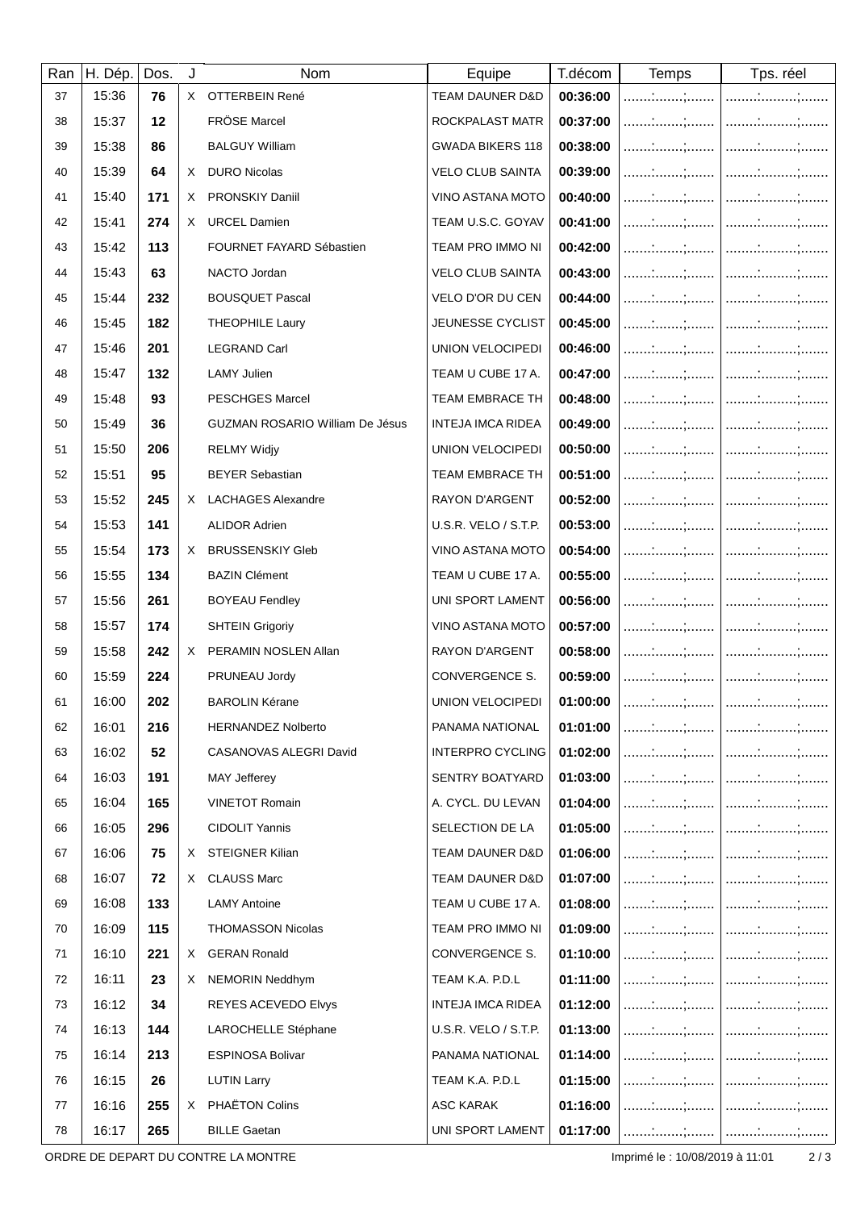| Ran | H. Dép. | Dos. | J | Nom | Equipe | T.décom | Temps | Tps. réel |
|---|---|---|---|---|---|---|---|---|
| 37 | 15:36 | **76** | X | OTTERBEIN René | TEAM DAUNER D&D | **00:36:00** | .......:.......;....... | .......:.......;....... |
| 38 | 15:37 | **12** | | FRÖSE Marcel | ROCKPALAST MATR | **00:37:00** | .......:.......;....... | .......:.......;....... |
| 39 | 15:38 | **86** | | BALGUY William | GWADA BIKERS 118 | **00:38:00** | .......:.......;....... | .......:.......;....... |
| 40 | 15:39 | **64** | X | DURO Nicolas | VELO CLUB SAINTA | **00:39:00** | .......:.......;....... | .......:.......;....... |
| 41 | 15:40 | **171** | X | PRONSKIY Daniil | VINO ASTANA MOTO | **00:40:00** | .......:.......;....... | .......:.......;....... |
| 42 | 15:41 | **274** | X | URCEL Damien | TEAM U.S.C. GOYAV | **00:41:00** | .......:.......;....... | .......:.......;....... |
| 43 | 15:42 | **113** | | FOURNET FAYARD Sébastien | TEAM PRO IMMO NI | **00:42:00** | .......:.......;....... | .......:.......;....... |
| 44 | 15:43 | **63** | | NACTO Jordan | VELO CLUB SAINTA | **00:43:00** | .......:.......;....... | .......:.......;....... |
| 45 | 15:44 | **232** | | BOUSQUET Pascal | VELO D'OR DU CEN | **00:44:00** | .......:.......;....... | .......:.......;....... |
| 46 | 15:45 | **182** | | THEOPHILE Laury | JEUNESSE CYCLIST | **00:45:00** | .......:.......;....... | .......:.......;....... |
| 47 | 15:46 | **201** | | LEGRAND Carl | UNION VELOCIPEDI | **00:46:00** | .......:.......;....... | .......:.......;....... |
| 48 | 15:47 | **132** | | LAMY Julien | TEAM U CUBE 17 A. | **00:47:00** | .......:.......;....... | .......:.......;....... |
| 49 | 15:48 | **93** | | PESCHGES Marcel | TEAM EMBRACE TH | **00:48:00** | .......:.......;....... | .......:.......;....... |
| 50 | 15:49 | **36** | | GUZMAN ROSARIO William De Jésus | INTEJA IMCA RIDEA | **00:49:00** | .......:.......;....... | .......:.......;....... |
| 51 | 15:50 | **206** | | RELMY Widjy | UNION VELOCIPEDI | **00:50:00** | .......:.......;....... | .......:.......;....... |
| 52 | 15:51 | **95** | | BEYER Sebastian | TEAM EMBRACE TH | **00:51:00** | .......:.......;....... | .......:.......;....... |
| 53 | 15:52 | **245** | X | LACHAGES Alexandre | RAYON D'ARGENT | **00:52:00** | .......:.......;....... | .......:.......;....... |
| 54 | 15:53 | **141** | | ALIDOR Adrien | U.S.R. VELO / S.T.P. | **00:53:00** | .......:.......;....... | .......:.......;....... |
| 55 | 15:54 | **173** | X | BRUSSENSKIY Gleb | VINO ASTANA MOTO | **00:54:00** | .......:.......;....... | .......:.......;....... |
| 56 | 15:55 | **134** | | BAZIN Clément | TEAM U CUBE 17 A. | **00:55:00** | .......:.......;....... | .......:.......;....... |
| 57 | 15:56 | **261** | | BOYEAU Fendley | UNI SPORT LAMENT | **00:56:00** | .......:.......;....... | .......:.......;....... |
| 58 | 15:57 | **174** | | SHTEIN Grigoriy | VINO ASTANA MOTO | **00:57:00** | .......:.......;....... | .......:.......;....... |
| 59 | 15:58 | **242** | X | PERAMIN NOSLEN Allan | RAYON D'ARGENT | **00:58:00** | .......:.......;....... | .......:.......;....... |
| 60 | 15:59 | **224** | | PRUNEAU Jordy | CONVERGENCE S. | **00:59:00** | .......:.......;....... | .......:.......;....... |
| 61 | 16:00 | **202** | | BAROLIN Kérane | UNION VELOCIPEDI | **01:00:00** | .......:.......;....... | .......:.......;....... |
| 62 | 16:01 | **216** | | HERNANDEZ Nolberto | PANAMA NATIONAL | **01:01:00** | .......:.......;....... | .......:.......;....... |
| 63 | 16:02 | **52** | | CASANOVAS ALEGRI David | INTERPRO CYCLING | **01:02:00** | .......:.......;....... | .......:.......;....... |
| 64 | 16:03 | **191** | | MAY Jefferey | SENTRY BOATYARD | **01:03:00** | .......:.......;....... | .......:.......;....... |
| 65 | 16:04 | **165** | | VINETOT Romain | A. CYCL. DU LEVAN | **01:04:00** | .......:.......;....... | .......:.......;....... |
| 66 | 16:05 | **296** | | CIDOLIT Yannis | SELECTION DE LA | **01:05:00** | .......:.......;....... | .......:.......;....... |
| 67 | 16:06 | **75** | X | STEIGNER Kilian | TEAM DAUNER D&D | **01:06:00** | .......:.......;....... | .......:.......;....... |
| 68 | 16:07 | **72** | X | CLAUSS Marc | TEAM DAUNER D&D | **01:07:00** | .......:.......;....... | .......:.......;....... |
| 69 | 16:08 | **133** | | LAMY Antoine | TEAM U CUBE 17 A. | **01:08:00** | .......:.......;....... | .......:.......;....... |
| 70 | 16:09 | **115** | | THOMASSON Nicolas | TEAM PRO IMMO NI | **01:09:00** | .......:.......;....... | .......:.......;....... |
| 71 | 16:10 | **221** | X | GERAN Ronald | CONVERGENCE S. | **01:10:00** | .......:.......;....... | .......:.......;....... |
| 72 | 16:11 | **23** | X | NEMORIN Neddhym | TEAM K.A. P.D.L | **01:11:00** | .......:.......;....... | .......:.......;....... |
| 73 | 16:12 | **34** | | REYES ACEVEDO Elvys | INTEJA IMCA RIDEA | **01:12:00** | .......:.......;....... | .......:.......;....... |
| 74 | 16:13 | **144** | | LAROCHELLE Stéphane | U.S.R. VELO / S.T.P. | **01:13:00** | .......:.......;....... | .......:.......;....... |
| 75 | 16:14 | **213** | | ESPINOSA Bolivar | PANAMA NATIONAL | **01:14:00** | .......:.......;....... | .......:.......;....... |
| 76 | 16:15 | **26** | | LUTIN Larry | TEAM K.A. P.D.L | **01:15:00** | .......:.......;....... | .......:.......;....... |
| 77 | 16:16 | **255** | X | PHAËTON Colins | ASC KARAK | **01:16:00** | .......:.......;....... | .......:.......;....... |
| 78 | 16:17 | **265** | | BILLE Gaetan | UNI SPORT LAMENT | **01:17:00** | .......:.......;....... | .......:.......;....... |

ORDRE DE DEPART DU CONTRE LA MONTRE

Imprimé le : 10/08/2019 à 11:01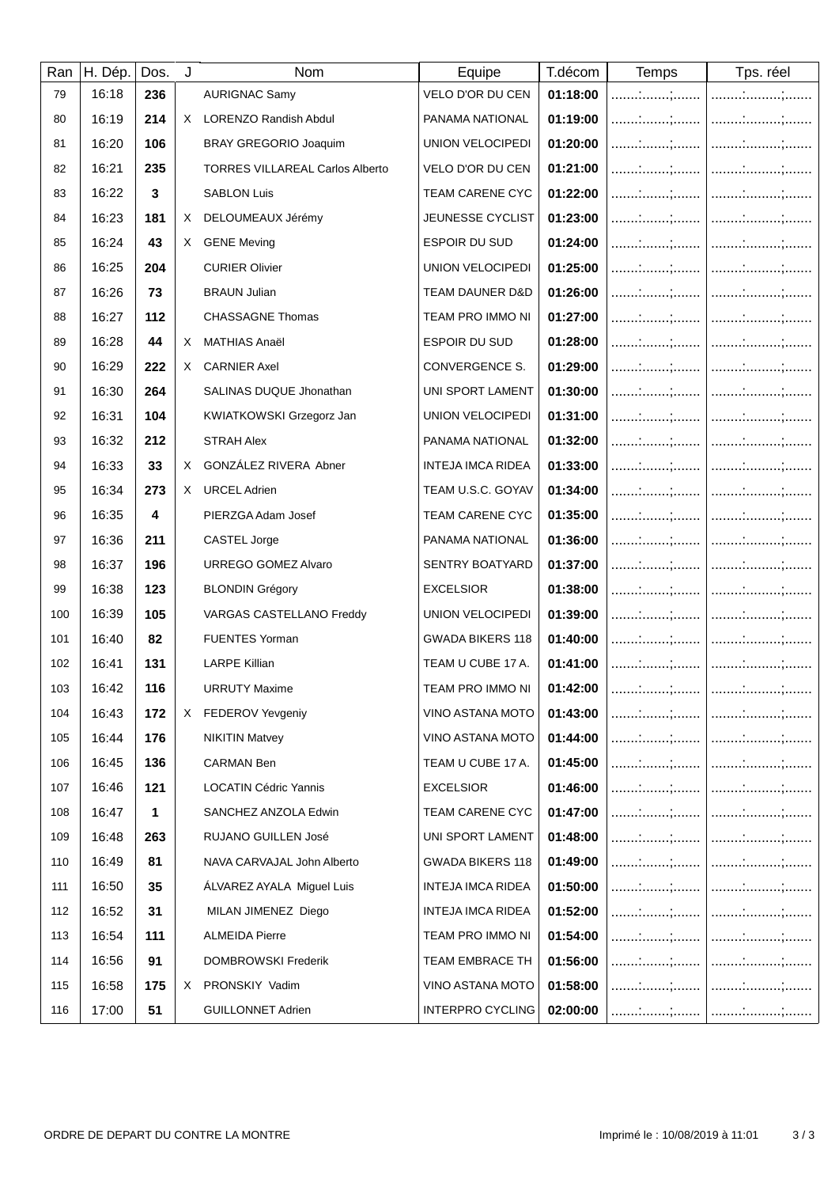| Ran | H. Dép. | Dos. | J | Nom | Equipe | T.décom | Temps | Tps. réel |
|---|---|---|---|---|---|---|---|---|
| 79 | 16:18 | **236** | | AURIGNAC Samy | VELO D'OR DU CEN | **01:18:00** | .......:.......;....... | .......:........;....... |
| 80 | 16:19 | **214** | X | LORENZO Randish Abdul | PANAMA NATIONAL | **01:19:00** | .......:.......;....... | .......:........;....... |
| 81 | 16:20 | **106** | | BRAY GREGORIO Joaquim | UNION VELOCIPEDI | **01:20:00** | .......:.......;....... | .......:........;....... |
| 82 | 16:21 | **235** | | TORRES VILLAREAL Carlos Alberto | VELO D'OR DU CEN | **01:21:00** | .......:.......;....... | .......:........;....... |
| 83 | 16:22 | **3** | | SABLON Luis | TEAM CARENE CYC | **01:22:00** | .......:.......;....... | .......:........;....... |
| 84 | 16:23 | **181** | X | DELOUMEAUX Jérémy | JEUNESSE CYCLIST | **01:23:00** | .......:.......;....... | .......:........;....... |
| 85 | 16:24 | **43** | X | GENE Meving | ESPOIR DU SUD | **01:24:00** | .......:.......;....... | .......:........;....... |
| 86 | 16:25 | **204** | | CURIER Olivier | UNION VELOCIPEDI | **01:25:00** | .......:.......;....... | .......:........;....... |
| 87 | 16:26 | **73** | | BRAUN Julian | TEAM DAUNER D&D | **01:26:00** | .......:.......;....... | .......:........;....... |
| 88 | 16:27 | **112** | | CHASSAGNE Thomas | TEAM PRO IMMO NI | **01:27:00** | .......:.......;....... | .......:........;....... |
| 89 | 16:28 | **44** | X | MATHIAS Anaël | ESPOIR DU SUD | **01:28:00** | .......:.......;....... | .......:........;....... |
| 90 | 16:29 | **222** | X | CARNIER Axel | CONVERGENCE S. | **01:29:00** | .......:.......;....... | .......:........;....... |
| 91 | 16:30 | **264** | | SALINAS DUQUE Jhonathan | UNI SPORT LAMENT | **01:30:00** | .......:.......;....... | .......:........;....... |
| 92 | 16:31 | **104** | | KWIATKOWSKI Grzegorz Jan | UNION VELOCIPEDI | **01:31:00** | .......:.......;....... | .......:........;....... |
| 93 | 16:32 | **212** | | STRAH Alex | PANAMA NATIONAL | **01:32:00** | .......:.......;....... | .......:........;....... |
| 94 | 16:33 | **33** | X | GONZÁLEZ RIVERA Abner | INTEJA IMCA RIDEA | **01:33:00** | .......:.......;....... | .......:........;....... |
| 95 | 16:34 | **273** | X | URCEL Adrien | TEAM U.S.C. GOYAV | **01:34:00** | .......:.......;....... | .......:........;....... |
| 96 | 16:35 | **4** | | PIERZGA Adam Josef | TEAM CARENE CYC | **01:35:00** | .......:.......;....... | .......:........;....... |
| 97 | 16:36 | **211** | | CASTEL Jorge | PANAMA NATIONAL | **01:36:00** | .......:.......;....... | .......:........;....... |
| 98 | 16:37 | **196** | | URREGO GOMEZ Alvaro | SENTRY BOATYARD | **01:37:00** | .......:.......;....... | .......:........;....... |
| 99 | 16:38 | **123** | | BLONDIN Grégory | EXCELSIOR | **01:38:00** | .......:.......;....... | .......:........;....... |
| 100 | 16:39 | **105** | | VARGAS CASTELLANO Freddy | UNION VELOCIPEDI | **01:39:00** | .......:.......;....... | .......:........;....... |
| 101 | 16:40 | **82** | | FUENTES Yorman | GWADA BIKERS 118 | **01:40:00** | .......:.......;....... | .......:........;....... |
| 102 | 16:41 | **131** | | LARPE Killian | TEAM U CUBE 17 A. | **01:41:00** | .......:.......;....... | .......:........;....... |
| 103 | 16:42 | **116** | | URRUTY Maxime | TEAM PRO IMMO NI | **01:42:00** | .......:.......;....... | .......:........;....... |
| 104 | 16:43 | **172** | X | FEDEROV Yevgeniy | VINO ASTANA MOTO | **01:43:00** | .......:.......;....... | .......:........;....... |
| 105 | 16:44 | **176** | | NIKITIN Matvey | VINO ASTANA MOTO | **01:44:00** | .......:.......;....... | .......:........;....... |
| 106 | 16:45 | **136** | | CARMAN Ben | TEAM U CUBE 17 A. | **01:45:00** | .......:.......;....... | .......:........;....... |
| 107 | 16:46 | **121** | | LOCATIN Cédric Yannis | EXCELSIOR | **01:46:00** | .......:.......;....... | .......:........;....... |
| 108 | 16:47 | **1** | | SANCHEZ ANZOLA Edwin | TEAM CARENE CYC | **01:47:00** | .......:.......;....... | .......:........;....... |
| 109 | 16:48 | **263** | | RUJANO GUILLEN José | UNI SPORT LAMENT | **01:48:00** | .......:.......;....... | .......:........;....... |
| 110 | 16:49 | **81** | | NAVA CARVAJAL John Alberto | GWADA BIKERS 118 | **01:49:00** | .......:.......;....... | .......:........;....... |
| 111 | 16:50 | **35** | | ÁLVAREZ AYALA Miguel Luis | INTEJA IMCA RIDEA | **01:50:00** | .......:.......;....... | .......:........;....... |
| 112 | 16:52 | **31** | | MILAN JIMENEZ Diego | INTEJA IMCA RIDEA | **01:52:00** | .......:.......;....... | .......:........;....... |
| 113 | 16:54 | **111** | | ALMEIDA Pierre | TEAM PRO IMMO NI | **01:54:00** | .......:.......;....... | .......:........;....... |
| 114 | 16:56 | **91** | | DOMBROWSKI Frederik | TEAM EMBRACE TH | **01:56:00** | .......:.......;....... | .......:........;....... |
| 115 | 16:58 | **175** | X | PRONSKIY Vadim | VINO ASTANA MOTO | **01:58:00** | .......:.......;....... | .......:........;....... |
| 116 | 17:00 | **51** | | GUILLONNET Adrien | INTERPRO CYCLING | **02:00:00** | .......:.......;....... | .......:........;....... |

ORDRE DE DEPART DU CONTRE LA MONTRE

Imprimé le : 10/08/2019 à 11:01